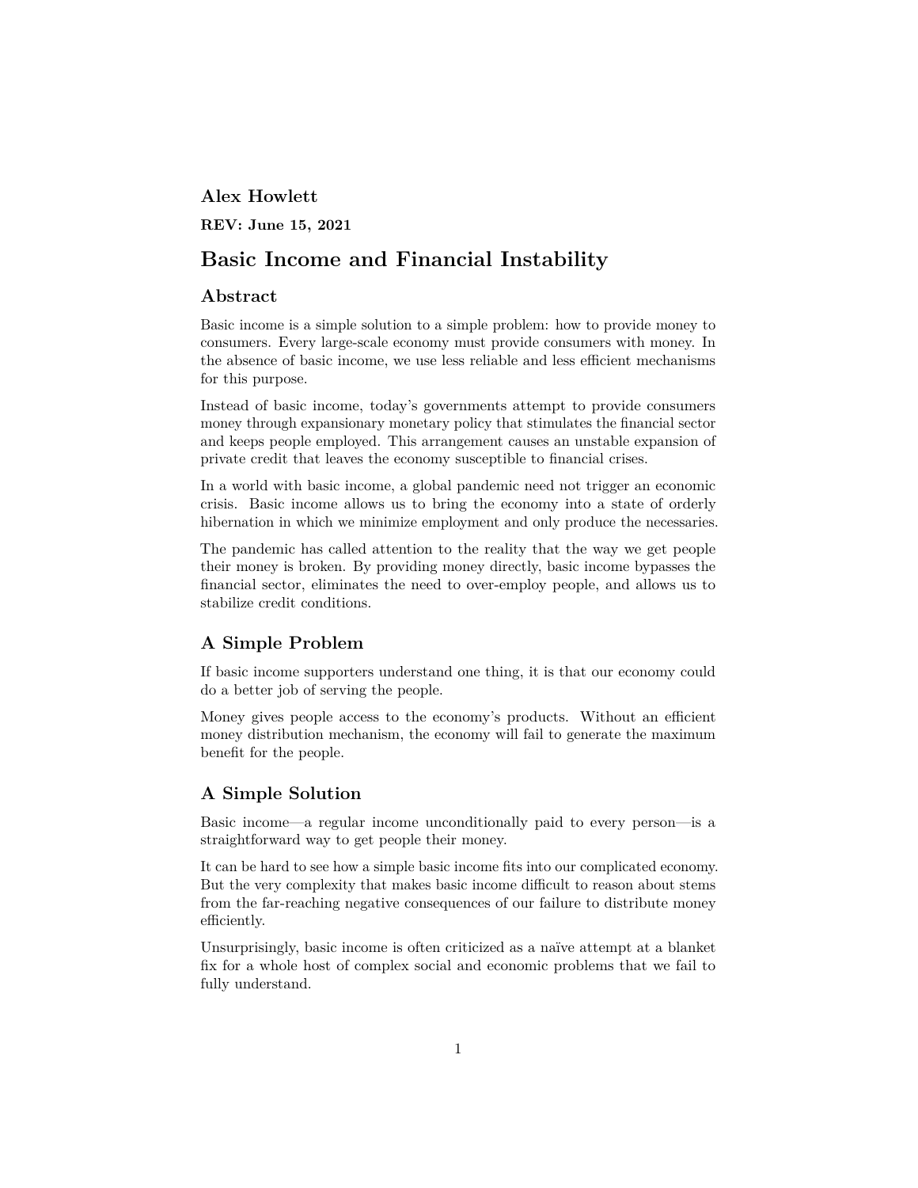**Alex Howlett**

**REV: June 15, 2021**

# Basic Income and Financial Instability

## Abstract

Basic income is a simple solution to a simple problem: how to provide money to consumers. Every large-scale economy must provide consumers with money. In the absence of basic income, we use less reliable and less efficient mechanisms for this purpose.

Instead of basic income, today's governments attempt to provide consumers money through expansionary monetary policy that stimulates the financial sector and keeps people employed. This arrangement causes an unstable expansion of private credit that leaves the economy susceptible to financial crises.

In a world with basic income, a global pandemic need not trigger an economic crisis. Basic income allows us to bring the economy into a state of orderly hibernation in which we minimize employment and only produce the necessaries.

The pandemic has called attention to the reality that the way we get people their money is broken. By providing money directly, basic income bypasses the financial sector, eliminates the need to over-employ people, and allows us to stabilize credit conditions.

## A Simple Problem

If basic income supporters understand one thing, it is that our economy could do a better job of serving the people.

Money gives people access to the economy's products. Without an efficient money distribution mechanism, the economy will fail to generate the maximum benefit for the people.

## A Simple Solution

Basic income—a regular income unconditionally paid to every person—is a straightforward way to get people their money.

It can be hard to see how a simple basic income fits into our complicated economy. But the very complexity that makes basic income difficult to reason about stems from the far-reaching negative consequences of our failure to distribute money efficiently.

Unsurprisingly, basic income is often criticized as a naïve attempt at a blanket fix for a whole host of complex social and economic problems that we fail to fully understand.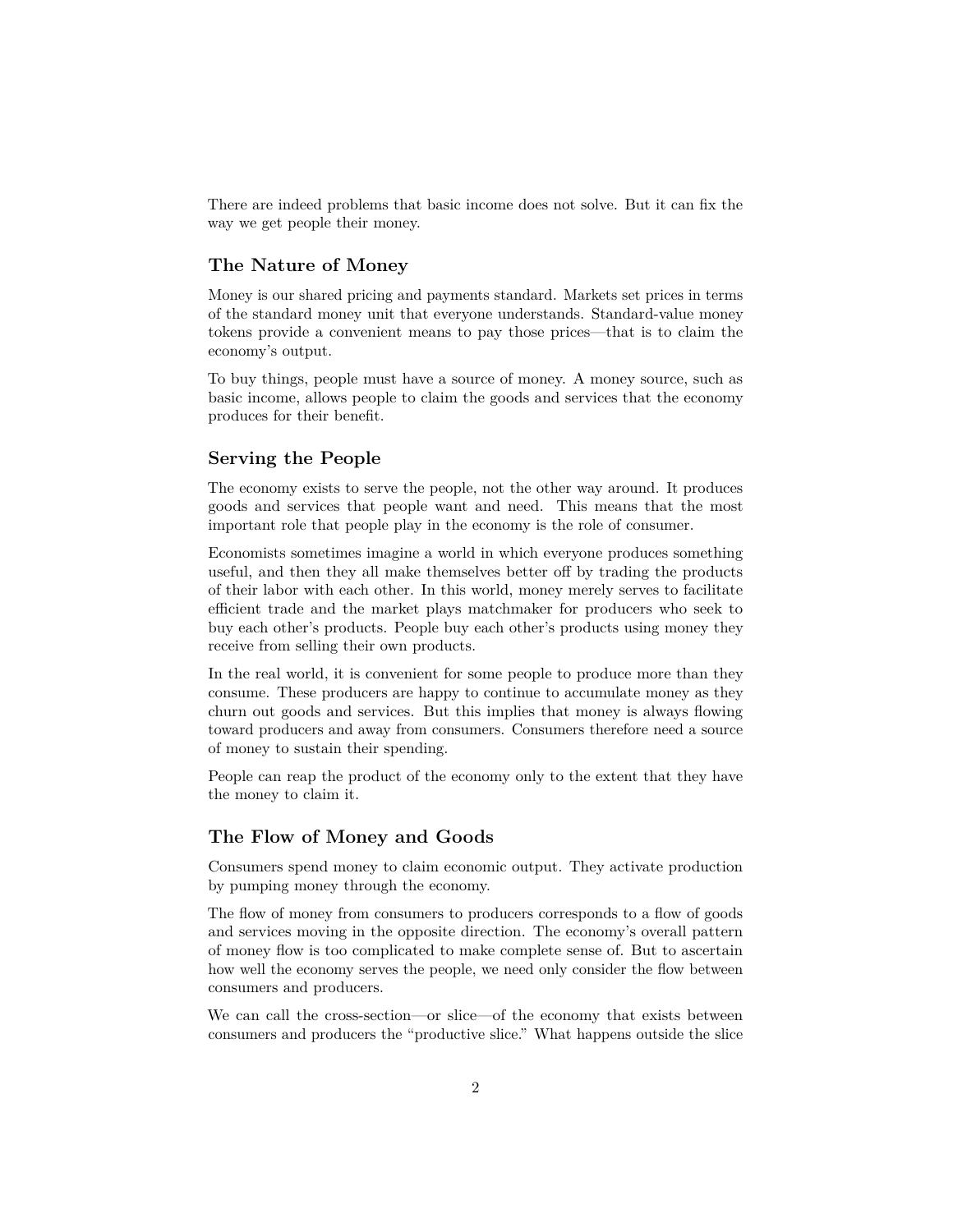There are indeed problems that basic income does not solve. But it can fix the way we get people their money.

## The Nature of Money

Money is our shared pricing and payments standard. Markets set prices in terms of the standard money unit that everyone understands. Standard-value money tokens provide a convenient means to pay those prices—that is to claim the economy's output.

To buy things, people must have a source of money. A money source, such as basic income, allows people to claim the goods and services that the economy produces for their benefit.

## Serving the People

The economy exists to serve the people, not the other way around. It produces goods and services that people want and need. This means that the most important role that people play in the economy is the role of consumer.

Economists sometimes imagine a world in which everyone produces something useful, and then they all make themselves better off by trading the products of their labor with each other. In this world, money merely serves to facilitate efficient trade and the market plays matchmaker for producers who seek to buy each other's products. People buy each other's products using money they receive from selling their own products.

In the real world, it is convenient for some people to produce more than they consume. These producers are happy to continue to accumulate money as they churn out goods and services. But this implies that money is always flowing toward producers and away from consumers. Consumers therefore need a source of money to sustain their spending.

People can reap the product of the economy only to the extent that they have the money to claim it.

## The Flow of Money and Goods

Consumers spend money to claim economic output. They activate production by pumping money through the economy.

The flow of money from consumers to producers corresponds to a flow of goods and services moving in the opposite direction. The economy's overall pattern of money flow is too complicated to make complete sense of. But to ascertain how well the economy serves the people, we need only consider the flow between consumers and producers.

We can call the cross-section—or slice—of the economy that exists between consumers and producers the "productive slice." What happens outside the slice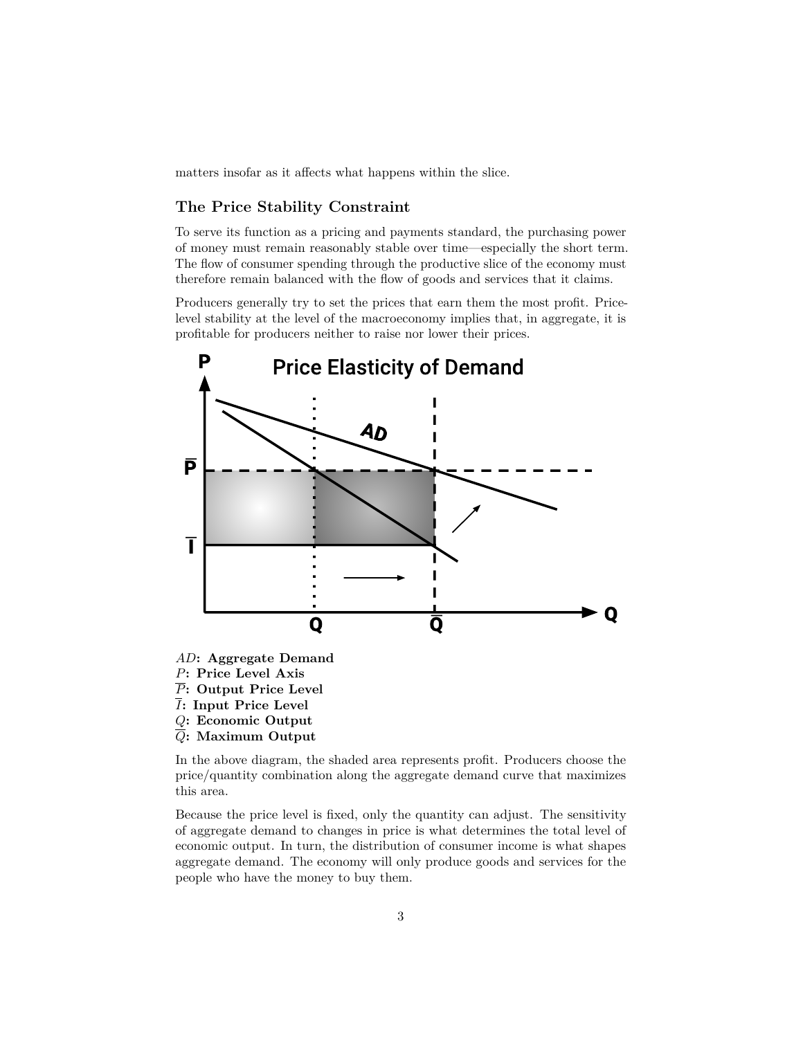matters insofar as it affects what happens within the slice.

### The Price Stability Constraint

To serve its function as a pricing and payments standard, the purchasing power of money must remain reasonably stable over time—especially the short term. The flow of consumer spending through the productive slice of the economy must therefore remain balanced with the flow of goods and services that it claims.

Producers generally try to set the prices that earn them the most profit. Price-level stability at the level of the macroeconomy implies that, in aggregate, it is profitable for producers neither to raise nor lower their prices.

$AD$**: Aggregate Demand**
$P$**: Price Level Axis**
$\overline{P}$**: Output Price Level**
$\overline{I}$**: Input Price Level**
$Q$**: Economic Output**
$\overline{Q}$**: Maximum Output**

In the above diagram, the shaded area represents profit. Producers choose the price/quantity combination along the aggregate demand curve that maximizes this area.

Because the price level is fixed, only the quantity can adjust. The sensitivity of aggregate demand to changes in price is what determines the total level of economic output. In turn, the distribution of consumer income is what shapes aggregate demand. The economy will only produce goods and services for the people who have the money to buy them.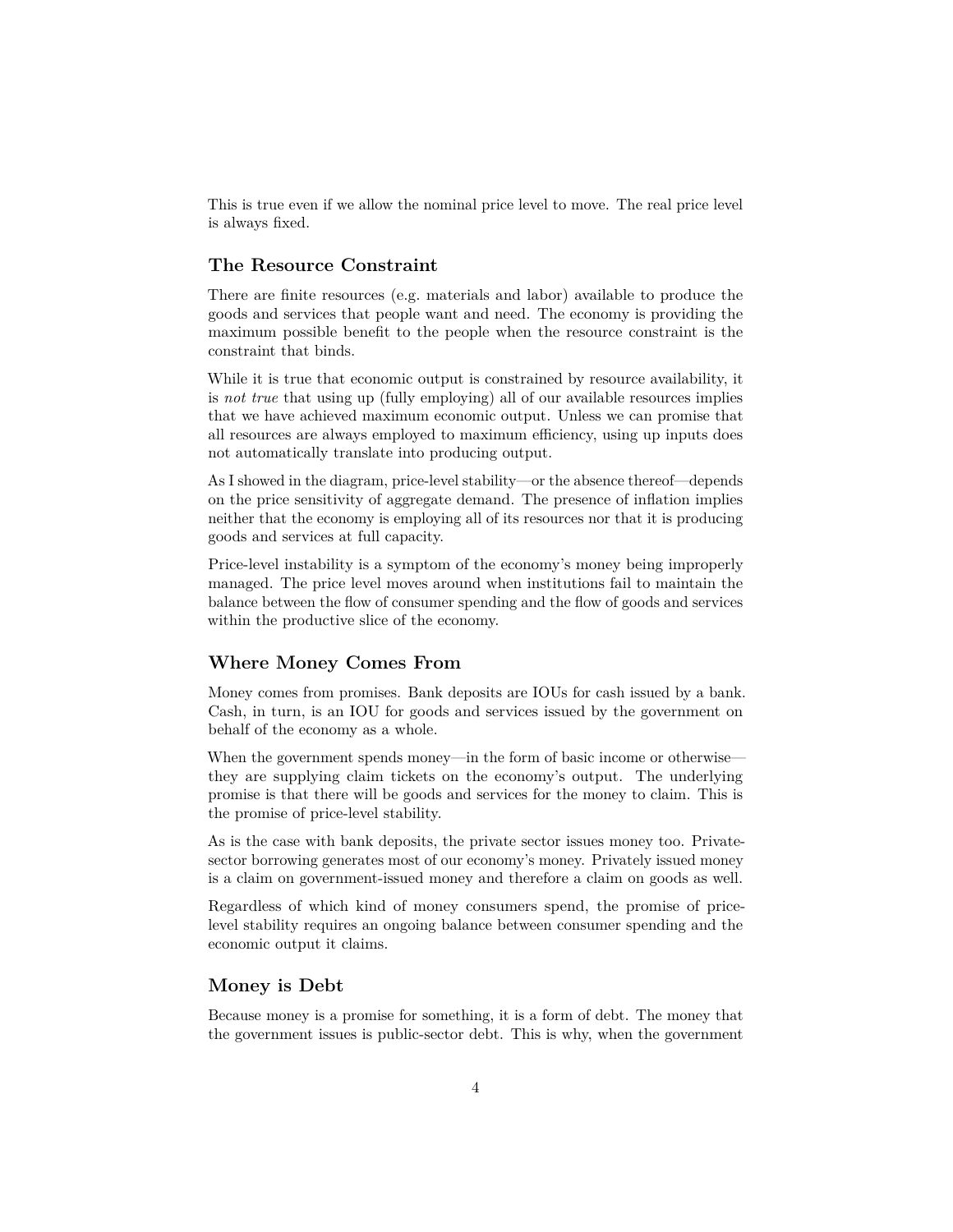This is true even if we allow the nominal price level to move. The real price level is always fixed.

## The Resource Constraint

There are finite resources (e.g. materials and labor) available to produce the goods and services that people want and need. The economy is providing the maximum possible benefit to the people when the resource constraint is the constraint that binds.

While it is true that economic output is constrained by resource availability, it is *not true* that using up (fully employing) all of our available resources implies that we have achieved maximum economic output. Unless we can promise that all resources are always employed to maximum efficiency, using up inputs does not automatically translate into producing output.

As I showed in the diagram, price-level stability—or the absence thereof—depends on the price sensitivity of aggregate demand. The presence of inflation implies neither that the economy is employing all of its resources nor that it is producing goods and services at full capacity.

Price-level instability is a symptom of the economy's money being improperly managed. The price level moves around when institutions fail to maintain the balance between the flow of consumer spending and the flow of goods and services within the productive slice of the economy.

## Where Money Comes From

Money comes from promises. Bank deposits are IOUs for cash issued by a bank. Cash, in turn, is an IOU for goods and services issued by the government on behalf of the economy as a whole.

When the government spends money—in the form of basic income or otherwise—they are supplying claim tickets on the economy's output. The underlying promise is that there will be goods and services for the money to claim. This is the promise of price-level stability.

As is the case with bank deposits, the private sector issues money too. Private-sector borrowing generates most of our economy's money. Privately issued money is a claim on government-issued money and therefore a claim on goods as well.

Regardless of which kind of money consumers spend, the promise of price-level stability requires an ongoing balance between consumer spending and the economic output it claims.

## Money is Debt

Because money is a promise for something, it is a form of debt. The money that the government issues is public-sector debt. This is why, when the government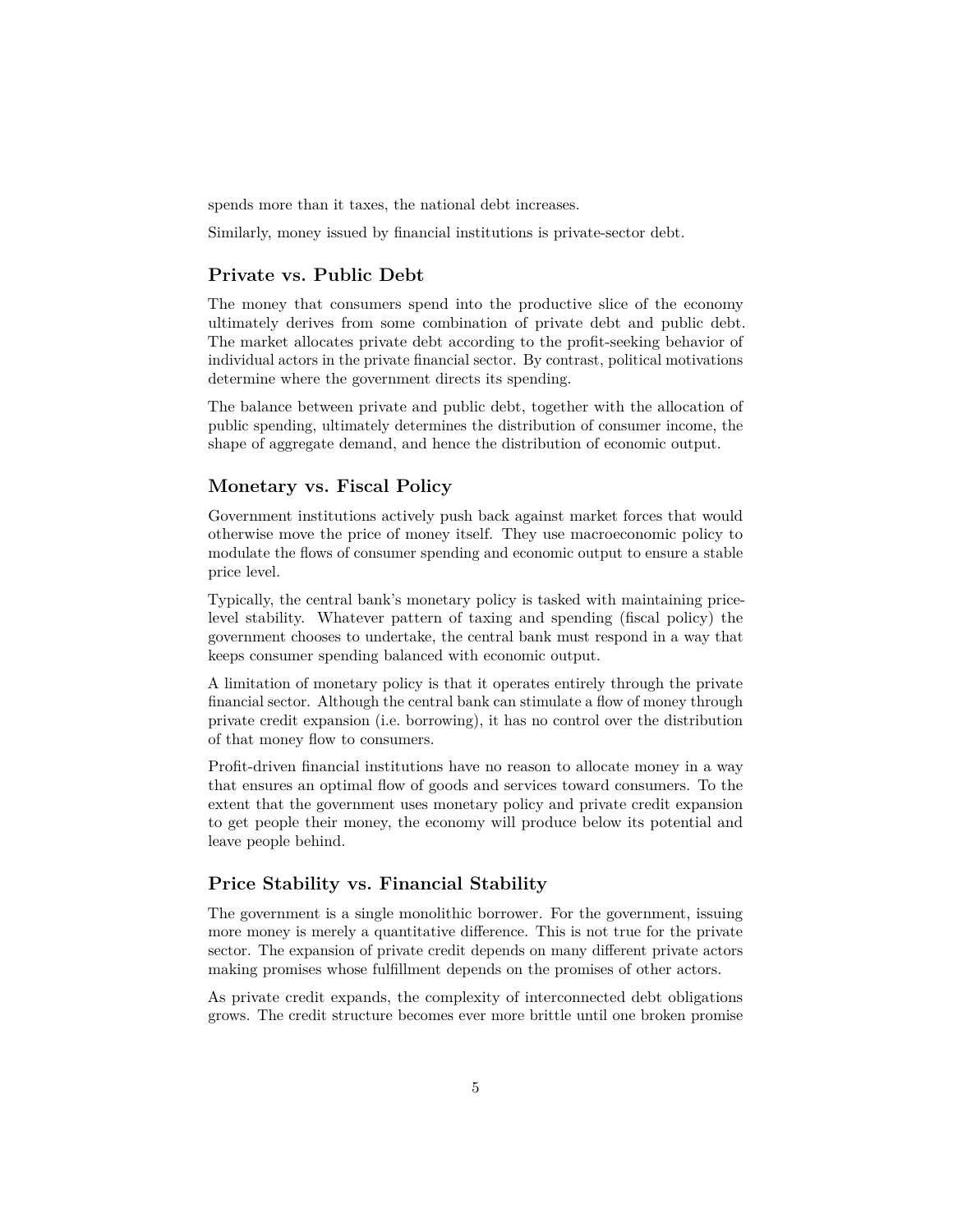spends more than it taxes, the national debt increases.

Similarly, money issued by financial institutions is private-sector debt.

### Private vs. Public Debt

The money that consumers spend into the productive slice of the economy ultimately derives from some combination of private debt and public debt. The market allocates private debt according to the profit-seeking behavior of individual actors in the private financial sector. By contrast, political motivations determine where the government directs its spending.

The balance between private and public debt, together with the allocation of public spending, ultimately determines the distribution of consumer income, the shape of aggregate demand, and hence the distribution of economic output.

### Monetary vs. Fiscal Policy

Government institutions actively push back against market forces that would otherwise move the price of money itself. They use macroeconomic policy to modulate the flows of consumer spending and economic output to ensure a stable price level.

Typically, the central bank's monetary policy is tasked with maintaining price-level stability. Whatever pattern of taxing and spending (fiscal policy) the government chooses to undertake, the central bank must respond in a way that keeps consumer spending balanced with economic output.

A limitation of monetary policy is that it operates entirely through the private financial sector. Although the central bank can stimulate a flow of money through private credit expansion (i.e. borrowing), it has no control over the distribution of that money flow to consumers.

Profit-driven financial institutions have no reason to allocate money in a way that ensures an optimal flow of goods and services toward consumers. To the extent that the government uses monetary policy and private credit expansion to get people their money, the economy will produce below its potential and leave people behind.

### Price Stability vs. Financial Stability

The government is a single monolithic borrower. For the government, issuing more money is merely a quantitative difference. This is not true for the private sector. The expansion of private credit depends on many different private actors making promises whose fulfillment depends on the promises of other actors.

As private credit expands, the complexity of interconnected debt obligations grows. The credit structure becomes ever more brittle until one broken promise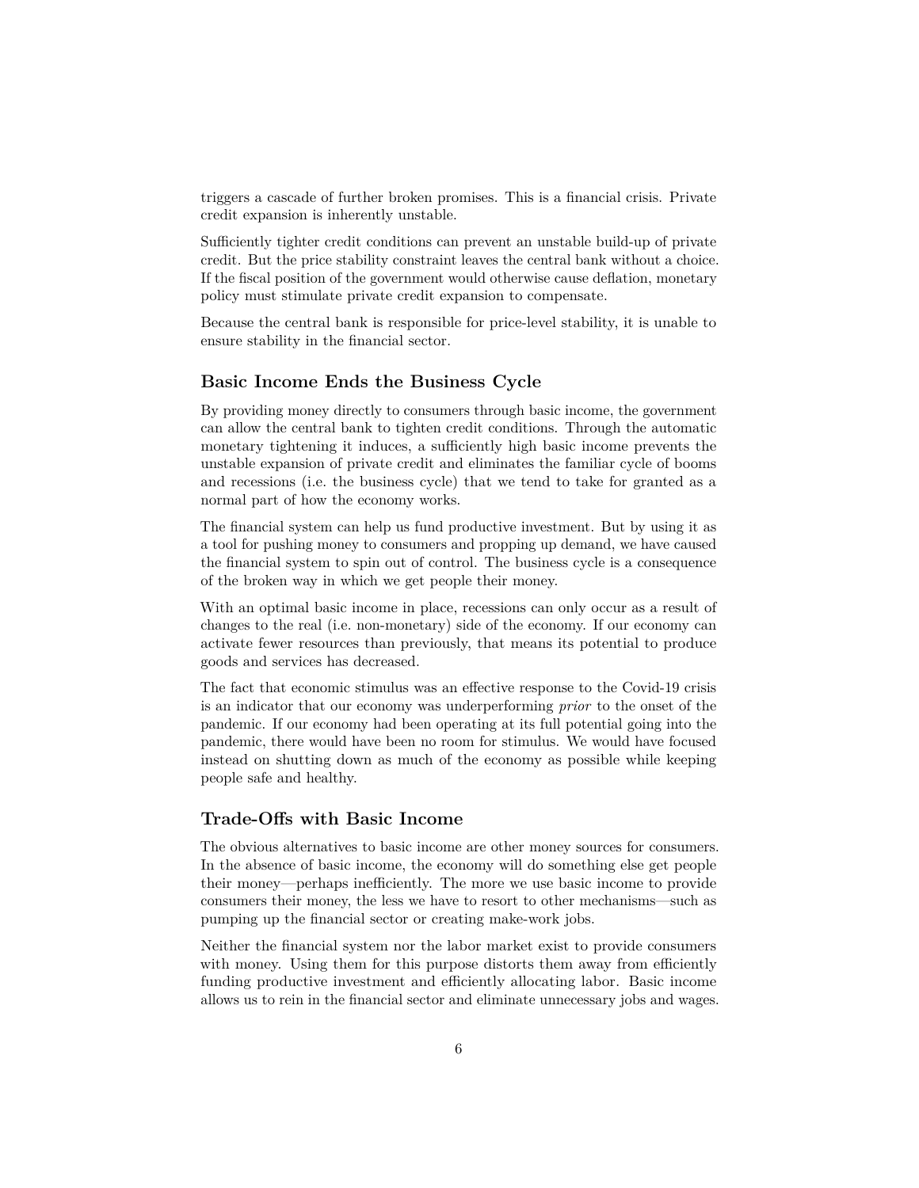triggers a cascade of further broken promises. This is a financial crisis. Private credit expansion is inherently unstable.

Sufficiently tighter credit conditions can prevent an unstable build-up of private credit. But the price stability constraint leaves the central bank without a choice. If the fiscal position of the government would otherwise cause deflation, monetary policy must stimulate private credit expansion to compensate.

Because the central bank is responsible for price-level stability, it is unable to ensure stability in the financial sector.

## Basic Income Ends the Business Cycle

By providing money directly to consumers through basic income, the government can allow the central bank to tighten credit conditions. Through the automatic monetary tightening it induces, a sufficiently high basic income prevents the unstable expansion of private credit and eliminates the familiar cycle of booms and recessions (i.e. the business cycle) that we tend to take for granted as a normal part of how the economy works.

The financial system can help us fund productive investment. But by using it as a tool for pushing money to consumers and propping up demand, we have caused the financial system to spin out of control. The business cycle is a consequence of the broken way in which we get people their money.

With an optimal basic income in place, recessions can only occur as a result of changes to the real (i.e. non-monetary) side of the economy. If our economy can activate fewer resources than previously, that means its potential to produce goods and services has decreased.

The fact that economic stimulus was an effective response to the Covid-19 crisis is an indicator that our economy was underperforming *prior* to the onset of the pandemic. If our economy had been operating at its full potential going into the pandemic, there would have been no room for stimulus. We would have focused instead on shutting down as much of the economy as possible while keeping people safe and healthy.

## Trade-Offs with Basic Income

The obvious alternatives to basic income are other money sources for consumers. In the absence of basic income, the economy will do something else get people their money—perhaps inefficiently. The more we use basic income to provide consumers their money, the less we have to resort to other mechanisms—such as pumping up the financial sector or creating make-work jobs.

Neither the financial system nor the labor market exist to provide consumers with money. Using them for this purpose distorts them away from efficiently funding productive investment and efficiently allocating labor. Basic income allows us to rein in the financial sector and eliminate unnecessary jobs and wages.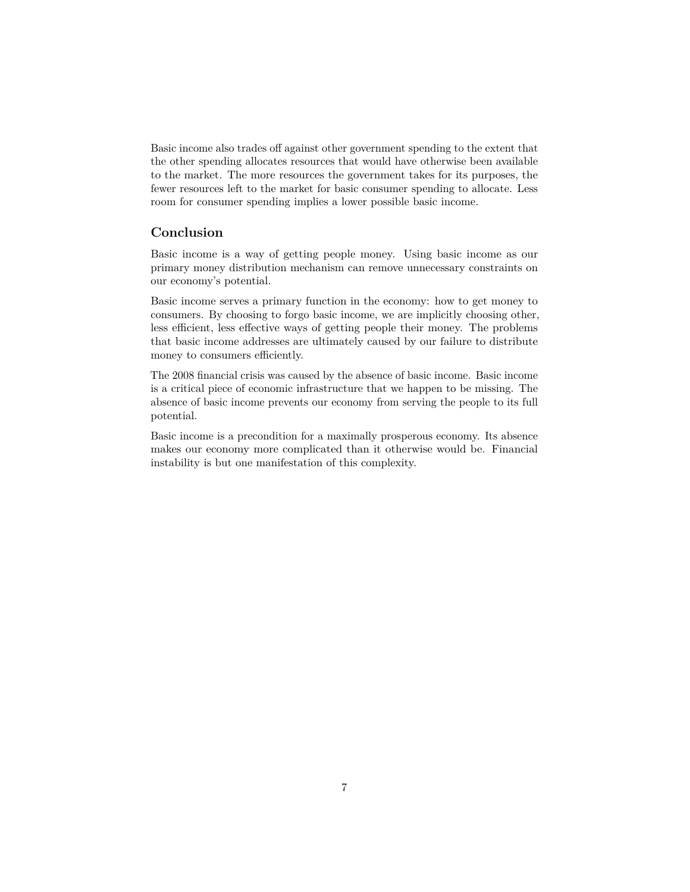Basic income also trades off against other government spending to the extent that the other spending allocates resources that would have otherwise been available to the market. The more resources the government takes for its purposes, the fewer resources left to the market for basic consumer spending to allocate. Less room for consumer spending implies a lower possible basic income.

## Conclusion

Basic income is a way of getting people money. Using basic income as our primary money distribution mechanism can remove unnecessary constraints on our economy's potential.

Basic income serves a primary function in the economy: how to get money to consumers. By choosing to forgo basic income, we are implicitly choosing other, less efficient, less effective ways of getting people their money. The problems that basic income addresses are ultimately caused by our failure to distribute money to consumers efficiently.

The 2008 financial crisis was caused by the absence of basic income. Basic income is a critical piece of economic infrastructure that we happen to be missing. The absence of basic income prevents our economy from serving the people to its full potential.

Basic income is a precondition for a maximally prosperous economy. Its absence makes our economy more complicated than it otherwise would be. Financial instability is but one manifestation of this complexity.